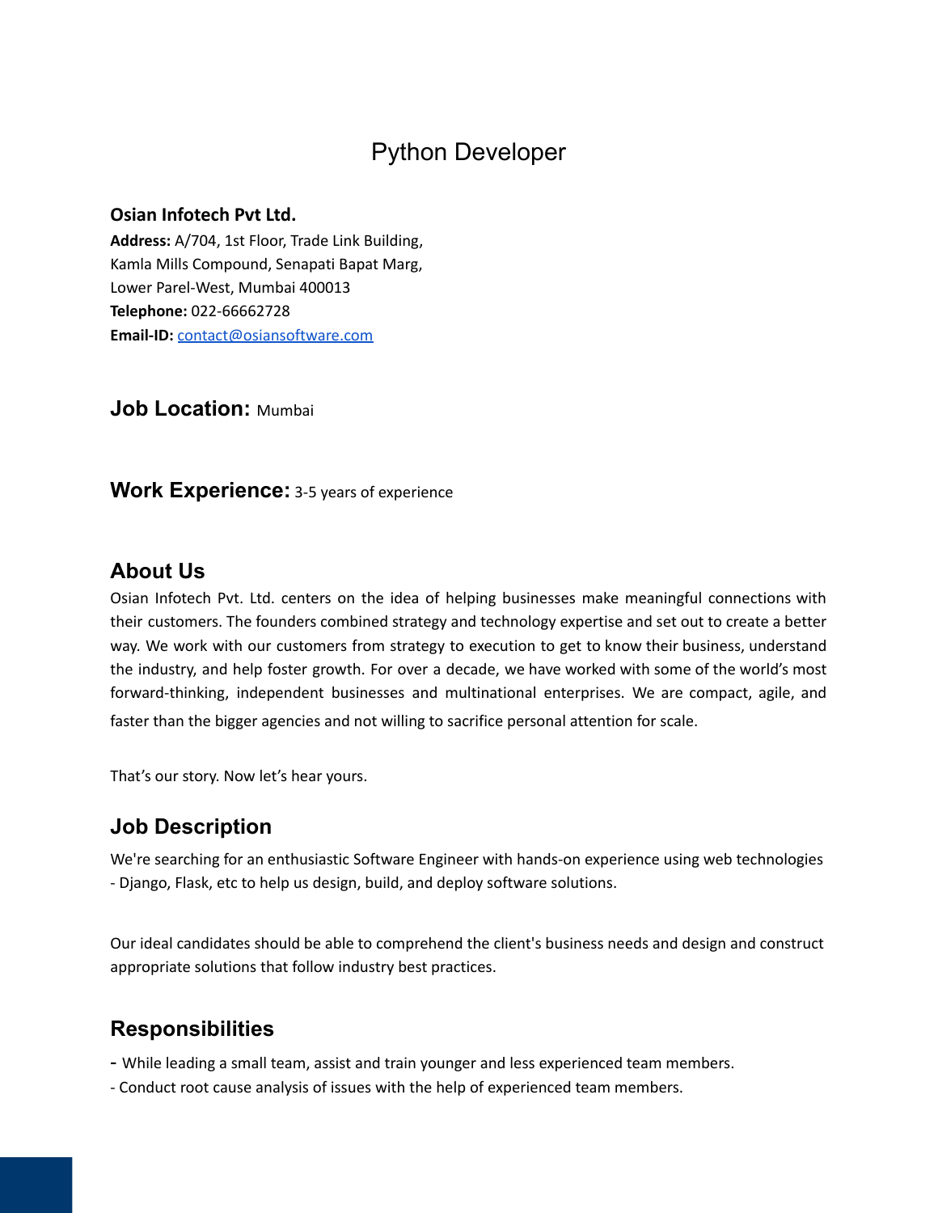# Python Developer

**Osian Infotech Pvt Ltd.**
**Address:** A/704, 1st Floor, Trade Link Building,
Kamla Mills Compound, Senapati Bapat Marg,
Lower Parel-West, Mumbai 400013
**Telephone:** 022-66662728
**Email-ID:** contact@osiansoftware.com

## Job Location: Mumbai

## Work Experience: 3-5 years of experience

## About Us

Osian Infotech Pvt. Ltd. centers on the idea of helping businesses make meaningful connections with their customers. The founders combined strategy and technology expertise and set out to create a better way. We work with our customers from strategy to execution to get to know their business, understand the industry, and help foster growth. For over a decade, we have worked with some of the world's most forward-thinking, independent businesses and multinational enterprises. We are compact, agile, and faster than the bigger agencies and not willing to sacrifice personal attention for scale.

That's our story. Now let's hear yours.

## Job Description

We're searching for an enthusiastic Software Engineer with hands-on experience using web technologies - Django, Flask, etc to help us design, build, and deploy software solutions.

Our ideal candidates should be able to comprehend the client's business needs and design and construct appropriate solutions that follow industry best practices.

## Responsibilities

- While leading a small team, assist and train younger and less experienced team members.
- Conduct root cause analysis of issues with the help of experienced team members.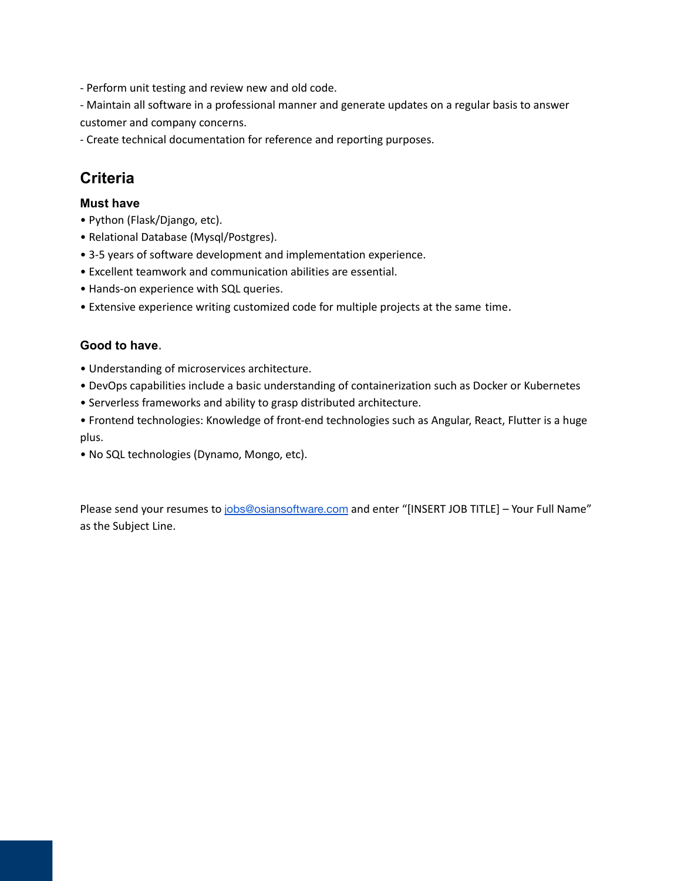- Perform unit testing and review new and old code.
- Maintain all software in a professional manner and generate updates on a regular basis to answer customer and company concerns.
- Create technical documentation for reference and reporting purposes.

## Criteria

### Must have

• Python (Flask/Django, etc).
• Relational Database (Mysql/Postgres).
• 3-5 years of software development and implementation experience.
• Excellent teamwork and communication abilities are essential.
• Hands-on experience with SQL queries.
• Extensive experience writing customized code for multiple projects at the same time.

### Good to have.

• Understanding of microservices architecture.
• DevOps capabilities include a basic understanding of containerization such as Docker or Kubernetes
• Serverless frameworks and ability to grasp distributed architecture.
• Frontend technologies: Knowledge of front-end technologies such as Angular, React, Flutter is a huge plus.
• No SQL technologies (Dynamo, Mongo, etc).

Please send your resumes to jobs@osiansoftware.com and enter "[INSERT JOB TITLE] – Your Full Name" as the Subject Line.